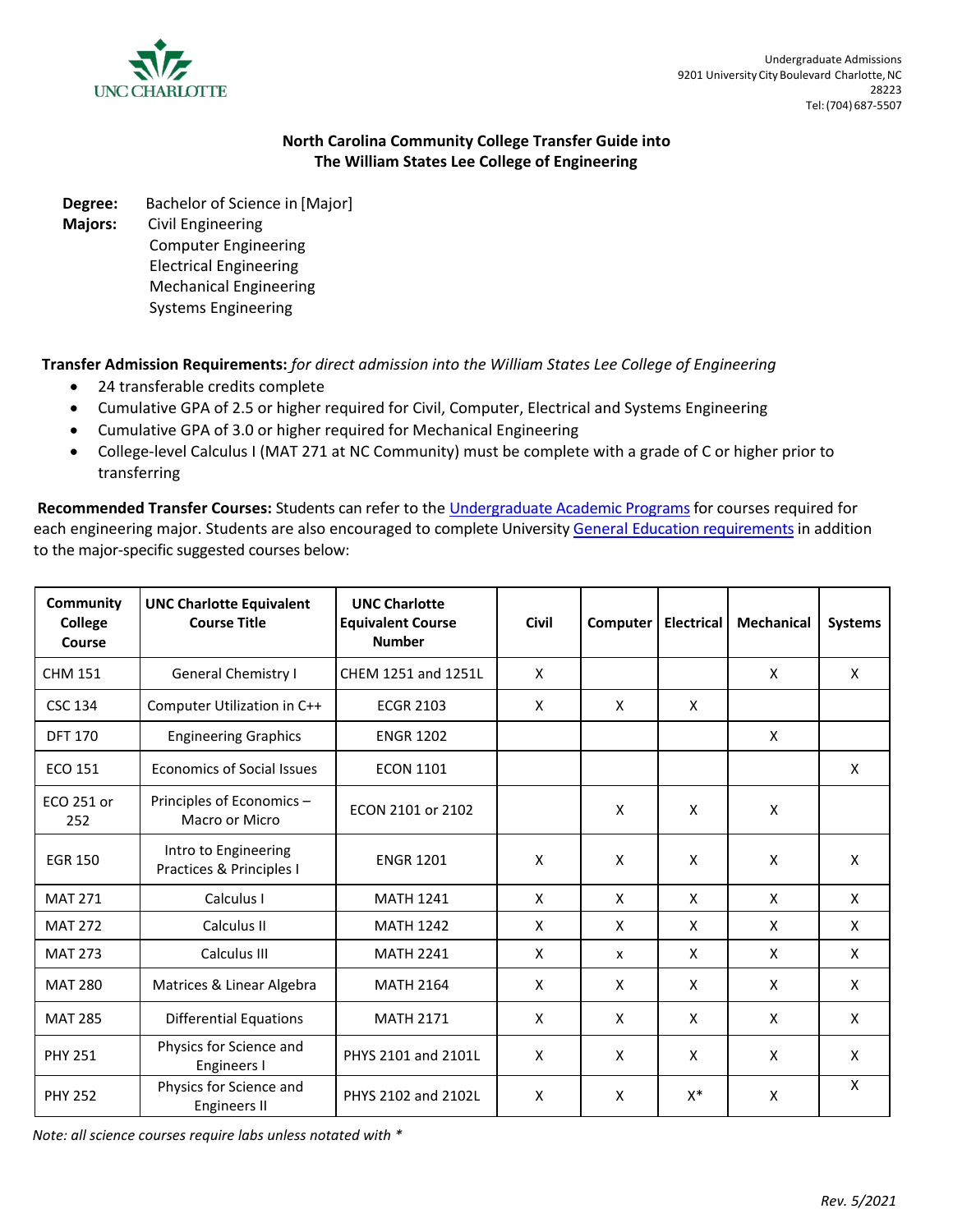UNC CHARLOTTE

Undergraduate Admissions
9201 University City Boulevard Charlotte, NC 28223
Tel: (704) 687-5507

## North Carolina Community College Transfer Guide into The William States Lee College of Engineering

**Degree:** Bachelor of Science in [Major]
**Majors:** Civil Engineering
Computer Engineering
Electrical Engineering
Mechanical Engineering
Systems Engineering

**Transfer Admission Requirements:** *for direct admission into the William States Lee College of Engineering*

- 24 transferable credits complete
- Cumulative GPA of 2.5 or higher required for Civil, Computer, Electrical and Systems Engineering
- Cumulative GPA of 3.0 or higher required for Mechanical Engineering
- College-level Calculus I (MAT 271 at NC Community) must be complete with a grade of C or higher prior to transferring

**Recommended Transfer Courses:** Students can refer to the Undergraduate Academic Programs for courses required for each engineering major. Students are also encouraged to complete University General Education requirements in addition to the major-specific suggested courses below:

| Community College Course | UNC Charlotte Equivalent Course Title | UNC Charlotte Equivalent Course Number | Civil | Computer | Electrical | Mechanical | Systems |
|---|---|---|---|---|---|---|---|
| CHM 151 | General Chemistry I | CHEM 1251 and 1251L | X | | | X | X |
| CSC 134 | Computer Utilization in C++ | ECGR 2103 | X | X | X | | |
| DFT 170 | Engineering Graphics | ENGR 1202 | | | | X | |
| ECO 151 | Economics of Social Issues | ECON 1101 | | | | | X |
| ECO 251 or 252 | Principles of Economics – Macro or Micro | ECON 2101 or 2102 | | X | X | X | |
| EGR 150 | Intro to Engineering Practices & Principles I | ENGR 1201 | X | X | X | X | X |
| MAT 271 | Calculus I | MATH 1241 | X | X | X | X | X |
| MAT 272 | Calculus II | MATH 1242 | X | X | X | X | X |
| MAT 273 | Calculus III | MATH 2241 | X | x | X | X | X |
| MAT 280 | Matrices & Linear Algebra | MATH 2164 | X | X | X | X | X |
| MAT 285 | Differential Equations | MATH 2171 | X | X | X | X | X |
| PHY 251 | Physics for Science and Engineers I | PHYS 2101 and 2101L | X | X | X | X | X |
| PHY 252 | Physics for Science and Engineers II | PHYS 2102 and 2102L | X | X | X* | X | X |

*Note: all science courses require labs unless notated with **

*Rev. 5/2021*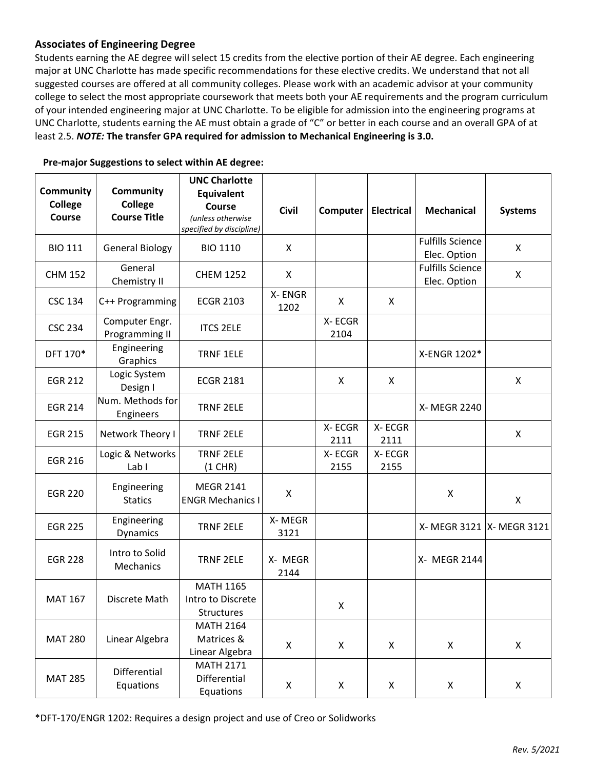### Associates of Engineering Degree

Students earning the AE degree will select 15 credits from the elective portion of their AE degree. Each engineering major at UNC Charlotte has made specific recommendations for these elective credits. We understand that not all suggested courses are offered at all community colleges. Please work with an academic advisor at your community college to select the most appropriate coursework that meets both your AE requirements and the program curriculum of your intended engineering major at UNC Charlotte. To be eligible for admission into the engineering programs at UNC Charlotte, students earning the AE must obtain a grade of "C" or better in each course and an overall GPA of at least 2.5. ***NOTE:* The transfer GPA required for admission to Mechanical Engineering is 3.0.**

**Pre-major Suggestions to select within AE degree:**

| Community College Course | Community College Course Title | UNC Charlotte Equivalent Course *(unless otherwise specified by discipline)* | Civil | Computer | Electrical | Mechanical | Systems |
|---|---|---|---|---|---|---|---|
| BIO 111 | General Biology | BIO 1110 | X | | | Fulfills Science Elec. Option | X |
| CHM 152 | General Chemistry II | CHEM 1252 | X | | | Fulfills Science Elec. Option | X |
| CSC 134 | C++ Programming | ECGR 2103 | X- ENGR 1202 | X | X | | |
| CSC 234 | Computer Engr. Programming II | ITCS 2ELE | | X- ECGR 2104 | | | |
| DFT 170* | Engineering Graphics | TRNF 1ELE | | | | X-ENGR 1202* | |
| EGR 212 | Logic System Design I | ECGR 2181 | | X | X | | X |
| EGR 214 | Num. Methods for Engineers | TRNF 2ELE | | | | X- MEGR 2240 | |
| EGR 215 | Network Theory I | TRNF 2ELE | | X- ECGR 2111 | X- ECGR 2111 | | X |
| EGR 216 | Logic & Networks Lab I | TRNF 2ELE (1 CHR) | | X- ECGR 2155 | X- ECGR 2155 | | |
| EGR 220 | Engineering Statics | MEGR 2141 ENGR Mechanics I | X | | | X | X |
| EGR 225 | Engineering Dynamics | TRNF 2ELE | X- MEGR 3121 | | | X- MEGR 3121 | X- MEGR 3121 |
| EGR 228 | Intro to Solid Mechanics | TRNF 2ELE | X- MEGR 2144 | | | X- MEGR 2144 | |
| MAT 167 | Discrete Math | MATH 1165 Intro to Discrete Structures | | X | | | |
| MAT 280 | Linear Algebra | MATH 2164 Matrices & Linear Algebra | X | X | X | X | X |
| MAT 285 | Differential Equations | MATH 2171 Differential Equations | X | X | X | X | X |

*DFT-170/ENGR 1202: Requires a design project and use of Creo or Solidworks

*Rev. 5/2021*